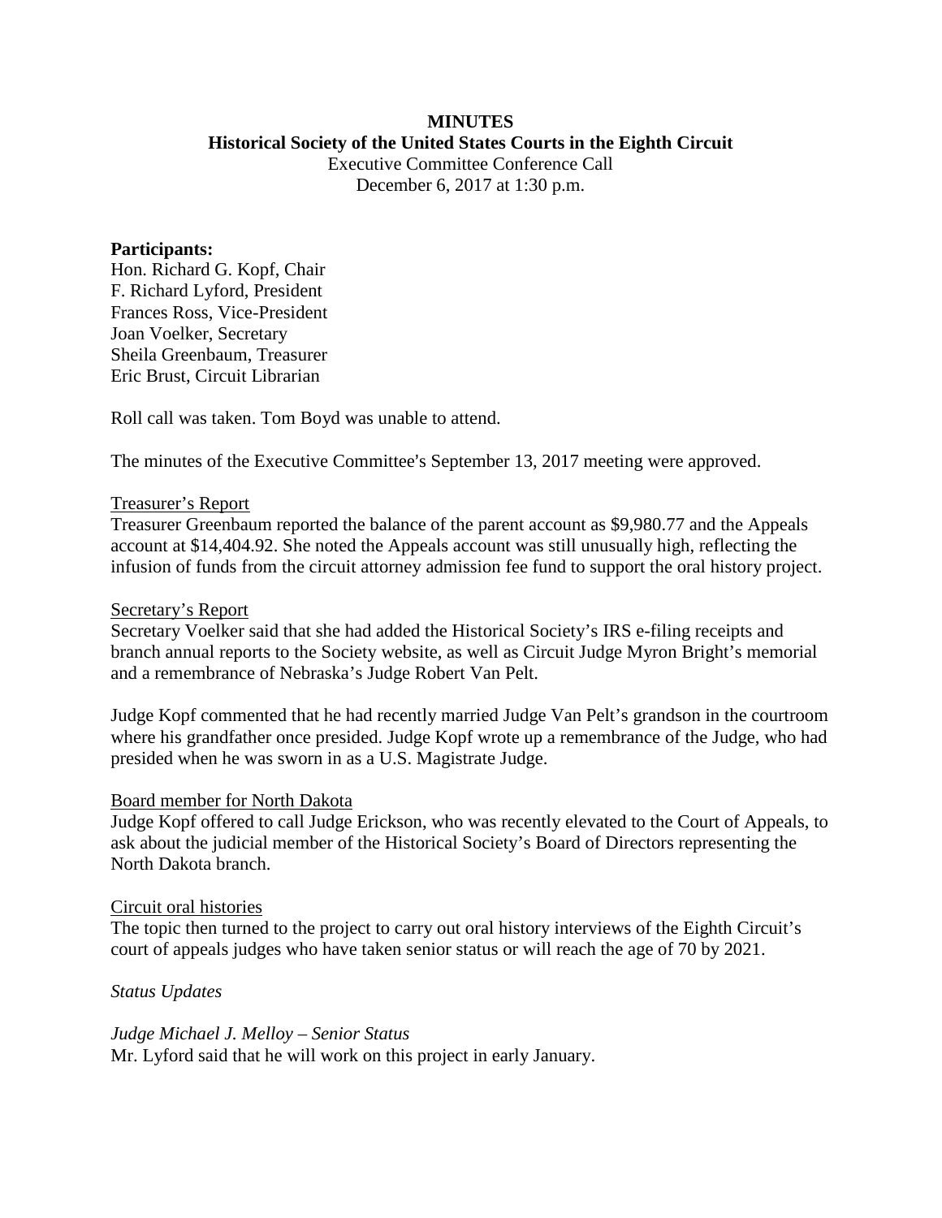**MINUTES**

**Historical Society of the United States Courts in the Eighth Circuit**

Executive Committee Conference Call

December 6, 2017 at 1:30 p.m.

**Participants:**

Hon. Richard G. Kopf, Chair
F. Richard Lyford, President
Frances Ross, Vice-President
Joan Voelker, Secretary
Sheila Greenbaum, Treasurer
Eric Brust, Circuit Librarian

Roll call was taken. Tom Boyd was unable to attend.

The minutes of the Executive Committee's September 13, 2017 meeting were approved.

<u>Treasurer's Report</u>

Treasurer Greenbaum reported the balance of the parent account as $9,980.77 and the Appeals account at $14,404.92. She noted the Appeals account was still unusually high, reflecting the infusion of funds from the circuit attorney admission fee fund to support the oral history project.

<u>Secretary's Report</u>

Secretary Voelker said that she had added the Historical Society's IRS e-filing receipts and branch annual reports to the Society website, as well as Circuit Judge Myron Bright's memorial and a remembrance of Nebraska's Judge Robert Van Pelt.

Judge Kopf commented that he had recently married Judge Van Pelt's grandson in the courtroom where his grandfather once presided. Judge Kopf wrote up a remembrance of the Judge, who had presided when he was sworn in as a U.S. Magistrate Judge.

<u>Board member for North Dakota</u>

Judge Kopf offered to call Judge Erickson, who was recently elevated to the Court of Appeals, to ask about the judicial member of the Historical Society's Board of Directors representing the North Dakota branch.

<u>Circuit oral histories</u>

The topic then turned to the project to carry out oral history interviews of the Eighth Circuit's court of appeals judges who have taken senior status or will reach the age of 70 by 2021.

*Status Updates*

*Judge Michael J. Melloy – Senior Status*

Mr. Lyford said that he will work on this project in early January.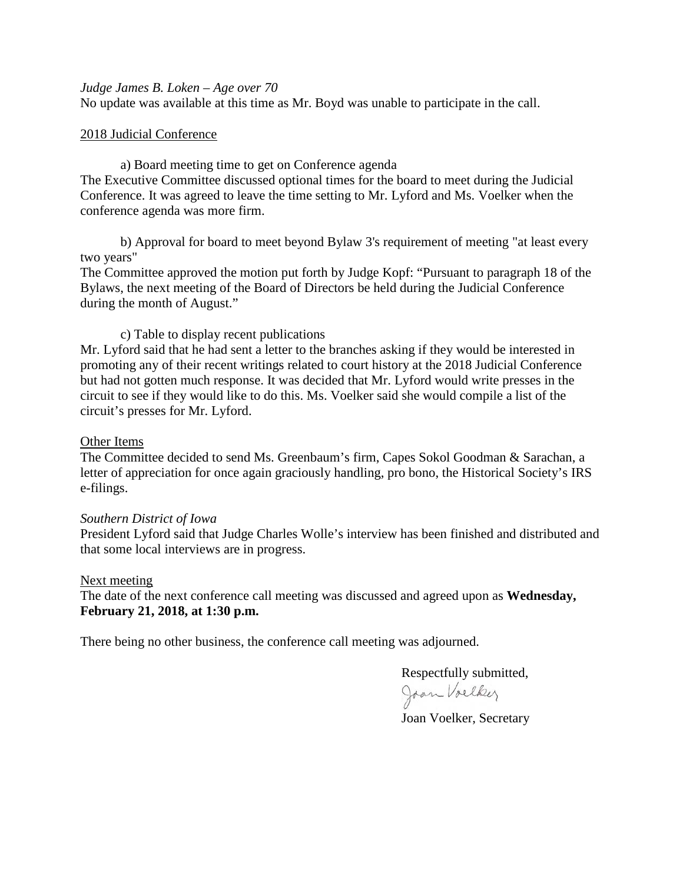*Judge James B. Loken – Age over 70*

No update was available at this time as Mr. Boyd was unable to participate in the call.

2018 Judicial Conference

a) Board meeting time to get on Conference agenda

The Executive Committee discussed optional times for the board to meet during the Judicial Conference. It was agreed to leave the time setting to Mr. Lyford and Ms. Voelker when the conference agenda was more firm.

b) Approval for board to meet beyond Bylaw 3's requirement of meeting "at least every two years"

The Committee approved the motion put forth by Judge Kopf: "Pursuant to paragraph 18 of the Bylaws, the next meeting of the Board of Directors be held during the Judicial Conference during the month of August."

c) Table to display recent publications

Mr. Lyford said that he had sent a letter to the branches asking if they would be interested in promoting any of their recent writings related to court history at the 2018 Judicial Conference but had not gotten much response. It was decided that Mr. Lyford would write presses in the circuit to see if they would like to do this. Ms. Voelker said she would compile a list of the circuit's presses for Mr. Lyford.

Other Items

The Committee decided to send Ms. Greenbaum's firm, Capes Sokol Goodman & Sarachan, a letter of appreciation for once again graciously handling, pro bono, the Historical Society's IRS e-filings.

*Southern District of Iowa*

President Lyford said that Judge Charles Wolle's interview has been finished and distributed and that some local interviews are in progress.

Next meeting

The date of the next conference call meeting was discussed and agreed upon as **Wednesday, February 21, 2018, at 1:30 p.m.**

There being no other business, the conference call meeting was adjourned.

Respectfully submitted,

Joan Voelker

Joan Voelker, Secretary